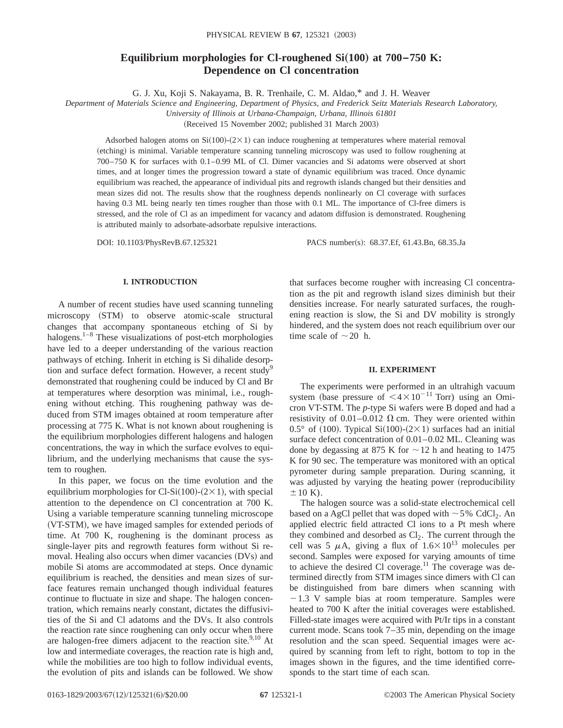# Equilibrium morphologies for Cl-roughened Si(100) at 700–750 K: Dependence on Cl concentration

G. J. Xu, Koji S. Nakayama, B. R. Trenhaile, C. M. Aldao,* and J. H. Weaver

*Department of Materials Science and Engineering, Department of Physics, and Frederick Seitz Materials Research Laboratory, University of Illinois at Urbana-Champaign, Urbana, Illinois 61801*

(Received 15 November 2002; published 31 March 2003)

Adsorbed halogen atoms on Si(100)-(2×1) can induce roughening at temperatures where material removal (etching) is minimal. Variable temperature scanning tunneling microscopy was used to follow roughening at 700–750 K for surfaces with 0.1–0.99 ML of Cl. Dimer vacancies and Si adatoms were observed at short times, and at longer times the progression toward a state of dynamic equilibrium was traced. Once dynamic equilibrium was reached, the appearance of individual pits and regrowth islands changed but their densities and mean sizes did not. The results show that the roughness depends nonlinearly on Cl coverage with surfaces having 0.3 ML being nearly ten times rougher than those with 0.1 ML. The importance of Cl-free dimers is stressed, and the role of Cl as an impediment for vacancy and adatom diffusion is demonstrated. Roughening is attributed mainly to adsorbate-adsorbate repulsive interactions.

DOI: 10.1103/PhysRevB.67.125321 PACS number(s): 68.37.Ef, 61.43.Bn, 68.35.Ja

## I. INTRODUCTION

A number of recent studies have used scanning tunneling microscopy (STM) to observe atomic-scale structural changes that accompany spontaneous etching of Si by halogens.[1–8] These visualizations of post-etch morphologies have led to a deeper understanding of the various reaction pathways of etching. Inherit in etching is Si dihalide desorption and surface defect formation. However, a recent study[9] demonstrated that roughening could be induced by Cl and Br at temperatures where desorption was minimal, i.e., roughening without etching. This roughening pathway was deduced from STM images obtained at room temperature after processing at 775 K. What is not known about roughening is the equilibrium morphologies different halogens and halogen concentrations, the way in which the surface evolves to equilibrium, and the underlying mechanisms that cause the system to roughen.

In this paper, we focus on the time evolution and the equilibrium morphologies for Cl-Si(100)-(2×1), with special attention to the dependence on Cl concentration at 700 K. Using a variable temperature scanning tunneling microscope (VT-STM), we have imaged samples for extended periods of time. At 700 K, roughening is the dominant process as single-layer pits and regrowth features form without Si removal. Healing also occurs when dimer vacancies (DVs) and mobile Si atoms are accommodated at steps. Once dynamic equilibrium is reached, the densities and mean sizes of surface features remain unchanged though individual features continue to fluctuate in size and shape. The halogen concentration, which remains nearly constant, dictates the diffusivities of the Si and Cl adatoms and the DVs. It also controls the reaction rate since roughening can only occur when there are halogen-free dimers adjacent to the reaction site.[9,10] At low and intermediate coverages, the reaction rate is high and, while the mobilities are too high to follow individual events, the evolution of pits and islands can be followed. We show that surfaces become rougher with increasing Cl concentration as the pit and regrowth island sizes diminish but their densities increase. For nearly saturated surfaces, the roughening reaction is slow, the Si and DV mobility is strongly hindered, and the system does not reach equilibrium over our time scale of ~20 h.

## II. EXPERIMENT

The experiments were performed in an ultrahigh vacuum system (base pressure of $<4\times10^{-11}$ Torr) using an Omicron VT-STM. The *p*-type Si wafers were B doped and had a resistivity of 0.01–0.012 Ω cm. They were oriented within 0.5° of (100). Typical Si(100)-(2×1) surfaces had an initial surface defect concentration of 0.01–0.02 ML. Cleaning was done by degassing at 875 K for ~12 h and heating to 1475 K for 90 sec. The temperature was monitored with an optical pyrometer during sample preparation. During scanning, it was adjusted by varying the heating power (reproducibility ±10 K).

The halogen source was a solid-state electrochemical cell based on a AgCl pellet that was doped with ~5% $CdCl_2$. An applied electric field attracted Cl ions to a Pt mesh where they combined and desorbed as $Cl_2$. The current through the cell was 5 μA, giving a flux of $1.6\times10^{13}$ molecules per second. Samples were exposed for varying amounts of time to achieve the desired Cl coverage.[11] The coverage was determined directly from STM images since dimers with Cl can be distinguished from bare dimers when scanning with −1.3 V sample bias at room temperature. Samples were heated to 700 K after the initial coverages were established. Filled-state images were acquired with Pt/Ir tips in a constant current mode. Scans took 7–35 min, depending on the image resolution and the scan speed. Sequential images were acquired by scanning from left to right, bottom to top in the images shown in the figures, and the time identified corresponds to the start time of each scan.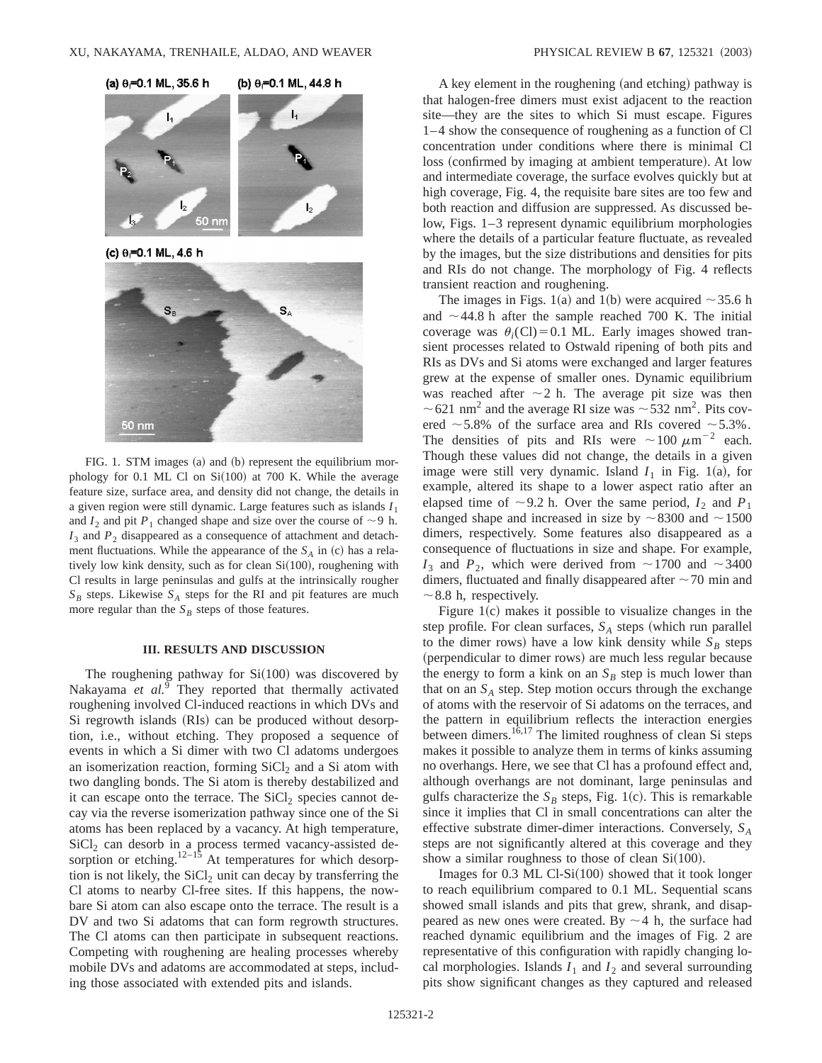(a) $\theta_i$=0.1 ML, 35.6 h

(b) $\theta_i$=0.1 ML, 44.8 h

$I_1$

$P_2$

$P_1$

$I_3$

$I_2$

50 nm

$I_1$

$P_1$

$I_2$

(c) $\theta_i$=0.1 ML, 4.6 h

$S_B$

$S_A$

50 nm

FIG. 1. STM images (a) and (b) represent the equilibrium morphology for 0.1 ML Cl on Si(100) at 700 K. While the average feature size, surface area, and density did not change, the details in a given region were still dynamic. Large features such as islands $I_1$ and $I_2$ and pit $P_1$ changed shape and size over the course of ~9 h. $I_3$ and $P_2$ disappeared as a consequence of attachment and detachment fluctuations. While the appearance of the $S_A$ in (c) has a relatively low kink density, such as for clean Si(100), roughening with Cl results in large peninsulas and gulfs at the intrinsically rougher $S_B$ steps. Likewise $S_A$ steps for the RI and pit features are much more regular than the $S_B$ steps of those features.

## III. RESULTS AND DISCUSSION

The roughening pathway for Si(100) was discovered by Nakayama *et al.*[9] They reported that thermally activated roughening involved Cl-induced reactions in which DVs and Si regrowth islands (RIs) can be produced without desorption, i.e., without etching. They proposed a sequence of events in which a Si dimer with two Cl adatoms undergoes an isomerization reaction, forming $SiCl_2$ and a Si atom with two dangling bonds. The Si atom is thereby destabilized and it can escape onto the terrace. The $SiCl_2$ species cannot decay via the reverse isomerization pathway since one of the Si atoms has been replaced by a vacancy. At high temperature, $SiCl_2$ can desorb in a process termed vacancy-assisted desorption or etching.[12–15] At temperatures for which desorption is not likely, the $SiCl_2$ unit can decay by transferring the Cl atoms to nearby Cl-free sites. If this happens, the now-bare Si atom can also escape onto the terrace. The result is a DV and two Si adatoms that can form regrowth structures. The Cl atoms can then participate in subsequent reactions. Competing with roughening are healing processes whereby mobile DVs and adatoms are accommodated at steps, including those associated with extended pits and islands.

A key element in the roughening (and etching) pathway is that halogen-free dimers must exist adjacent to the reaction site—they are the sites to which Si must escape. Figures 1–4 show the consequence of roughening as a function of Cl concentration under conditions where there is minimal Cl loss (confirmed by imaging at ambient temperature). At low and intermediate coverage, the surface evolves quickly but at high coverage, Fig. 4, the requisite bare sites are too few and both reaction and diffusion are suppressed. As discussed below, Figs. 1–3 represent dynamic equilibrium morphologies where the details of a particular feature fluctuate, as revealed by the images, but the size distributions and densities for pits and RIs do not change. The morphology of Fig. 4 reflects transient reaction and roughening.

The images in Figs. 1(a) and 1(b) were acquired ~35.6 h and ~44.8 h after the sample reached 700 K. The initial coverage was $\theta_i(\mathrm{Cl})=0.1$ ML. Early images showed transient processes related to Ostwald ripening of both pits and RIs as DVs and Si atoms were exchanged and larger features grew at the expense of smaller ones. Dynamic equilibrium was reached after ~2 h. The average pit size was then ~621 $nm^2$ and the average RI size was ~532 $nm^2$. Pits covered ~5.8% of the surface area and RIs covered ~5.3%. The densities of pits and RIs were ~100 $\mu m^{-2}$ each. Though these values did not change, the details in a given image were still very dynamic. Island $I_1$ in Fig. 1(a), for example, altered its shape to a lower aspect ratio after an elapsed time of ~9.2 h. Over the same period, $I_2$ and $P_1$ changed shape and increased in size by ~8300 and ~1500 dimers, respectively. Some features also disappeared as a consequence of fluctuations in size and shape. For example, $I_3$ and $P_2$, which were derived from ~1700 and ~3400 dimers, fluctuated and finally disappeared after ~70 min and ~8.8 h, respectively.

Figure 1(c) makes it possible to visualize changes in the step profile. For clean surfaces, $S_A$ steps (which run parallel to the dimer rows) have a low kink density while $S_B$ steps (perpendicular to dimer rows) are much less regular because the energy to form a kink on an $S_B$ step is much lower than that on an $S_A$ step. Step motion occurs through the exchange of atoms with the reservoir of Si adatoms on the terraces, and the pattern in equilibrium reflects the interaction energies between dimers.[16,17] The limited roughness of clean Si steps makes it possible to analyze them in terms of kinks assuming no overhangs. Here, we see that Cl has a profound effect and, although overhangs are not dominant, large peninsulas and gulfs characterize the $S_B$ steps, Fig. 1(c). This is remarkable since it implies that Cl in small concentrations can alter the effective substrate dimer-dimer interactions. Conversely, $S_A$ steps are not significantly altered at this coverage and they show a similar roughness to those of clean Si(100).

Images for 0.3 ML Cl-Si(100) showed that it took longer to reach equilibrium compared to 0.1 ML. Sequential scans showed small islands and pits that grew, shrank, and disappeared as new ones were created. By ~4 h, the surface had reached dynamic equilibrium and the images of Fig. 2 are representative of this configuration with rapidly changing local morphologies. Islands $I_1$ and $I_2$ and several surrounding pits show significant changes as they captured and released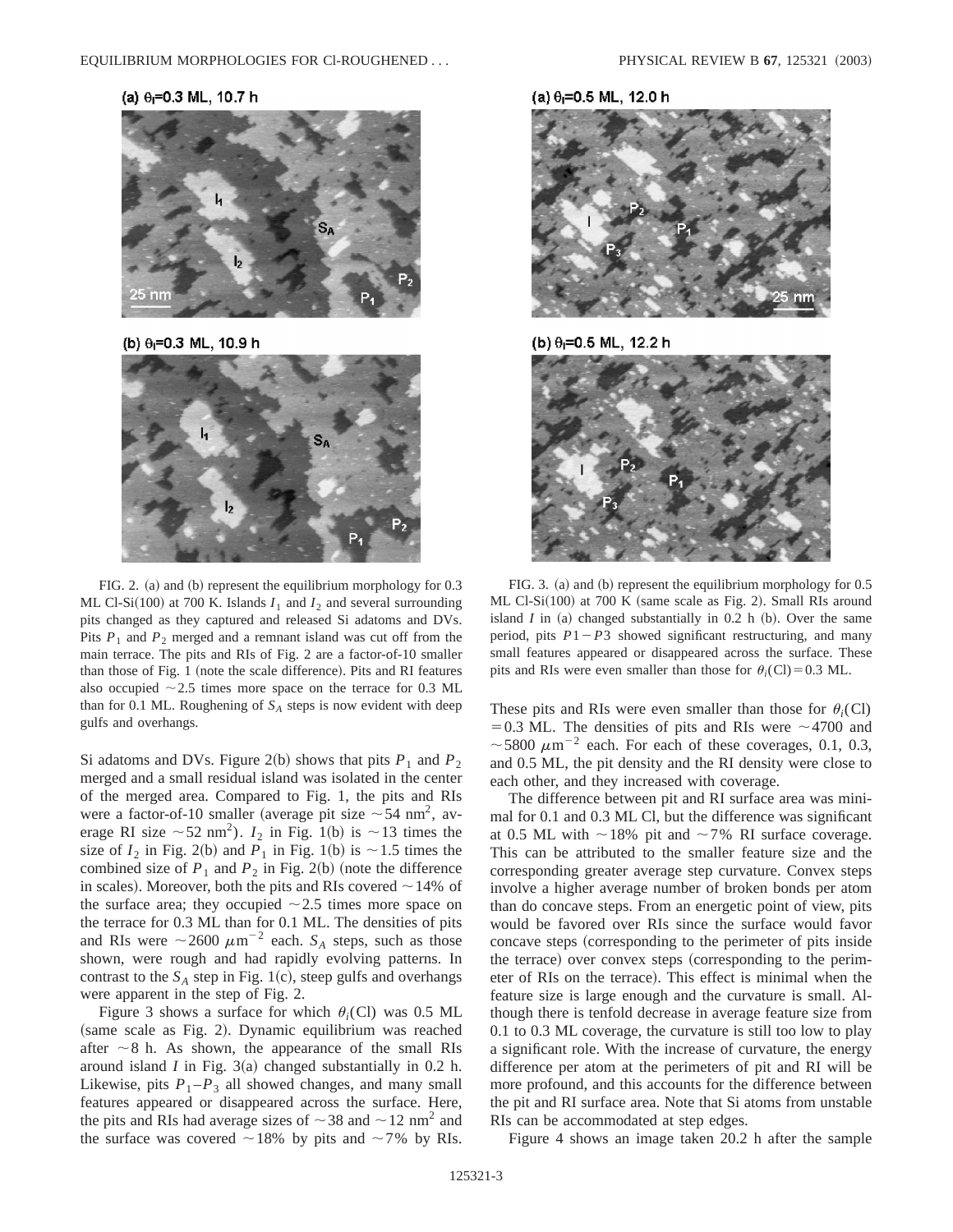(a) $\theta_i$=0.3 ML, 10.7 h

(b) $\theta_i$=0.3 ML, 10.9 h

FIG. 2. (a) and (b) represent the equilibrium morphology for 0.3 ML Cl-Si(100) at 700 K. Islands $I_1$ and $I_2$ and several surrounding pits changed as they captured and released Si adatoms and DVs. Pits $P_1$ and $P_2$ merged and a remnant island was cut off from the main terrace. The pits and RIs of Fig. 2 are a factor-of-10 smaller than those of Fig. 1 (note the scale difference). Pits and RI features also occupied ~2.5 times more space on the terrace for 0.3 ML than for 0.1 ML. Roughening of $S_A$ steps is now evident with deep gulfs and overhangs.

(a) $\theta_i$=0.5 ML, 12.0 h

(b) $\theta_i$=0.5 ML, 12.2 h

FIG. 3. (a) and (b) represent the equilibrium morphology for 0.5 ML Cl-Si(100) at 700 K (same scale as Fig. 2). Small RIs around island $I$ in (a) changed substantially in 0.2 h (b). Over the same period, pits $P1-P3$ showed significant restructuring, and many small features appeared or disappeared across the surface. These pits and RIs were even smaller than those for $\theta_i$(Cl)=0.3 ML.

Si adatoms and DVs. Figure 2(b) shows that pits $P_1$ and $P_2$ merged and a small residual island was isolated in the center of the merged area. Compared to Fig. 1, the pits and RIs were a factor-of-10 smaller (average pit size ~54 nm$^2$, average RI size ~52 nm$^2$). $I_2$ in Fig. 1(b) is ~13 times the size of $I_2$ in Fig. 2(b) and $P_1$ in Fig. 1(b) is ~1.5 times the combined size of $P_1$ and $P_2$ in Fig. 2(b) (note the difference in scales). Moreover, both the pits and RIs covered ~14% of the surface area; they occupied ~2.5 times more space on the terrace for 0.3 ML than for 0.1 ML. The densities of pits and RIs were ~2600 $\mu$m$^{-2}$ each. $S_A$ steps, such as those shown, were rough and had rapidly evolving patterns. In contrast to the $S_A$ step in Fig. 1(c), steep gulfs and overhangs were apparent in the step of Fig. 2.

Figure 3 shows a surface for which $\theta_i$(Cl) was 0.5 ML (same scale as Fig. 2). Dynamic equilibrium was reached after ~8 h. As shown, the appearance of the small RIs around island $I$ in Fig. 3(a) changed substantially in 0.2 h. Likewise, pits $P_1$–$P_3$ all showed changes, and many small features appeared or disappeared across the surface. Here, the pits and RIs had average sizes of ~38 and ~12 nm$^2$ and the surface was covered ~18% by pits and ~7% by RIs. These pits and RIs were even smaller than those for $\theta_i$(Cl) =0.3 ML. The densities of pits and RIs were ~4700 and ~5800 $\mu$m$^{-2}$ each. For each of these coverages, 0.1, 0.3, and 0.5 ML, the pit density and the RI density were close to each other, and they increased with coverage.

The difference between pit and RI surface area was minimal for 0.1 and 0.3 ML Cl, but the difference was significant at 0.5 ML with ~18% pit and ~7% RI surface coverage. This can be attributed to the smaller feature size and the corresponding greater average step curvature. Convex steps involve a higher average number of broken bonds per atom than do concave steps. From an energetic point of view, pits would be favored over RIs since the surface would favor concave steps (corresponding to the perimeter of pits inside the terrace) over convex steps (corresponding to the perimeter of RIs on the terrace). This effect is minimal when the feature size is large enough and the curvature is small. Although there is tenfold decrease in average feature size from 0.1 to 0.3 ML coverage, the curvature is still too low to play a significant role. With the increase of curvature, the energy difference per atom at the perimeters of pit and RI will be more profound, and this accounts for the difference between the pit and RI surface area. Note that Si atoms from unstable RIs can be accommodated at step edges.

Figure 4 shows an image taken 20.2 h after the sample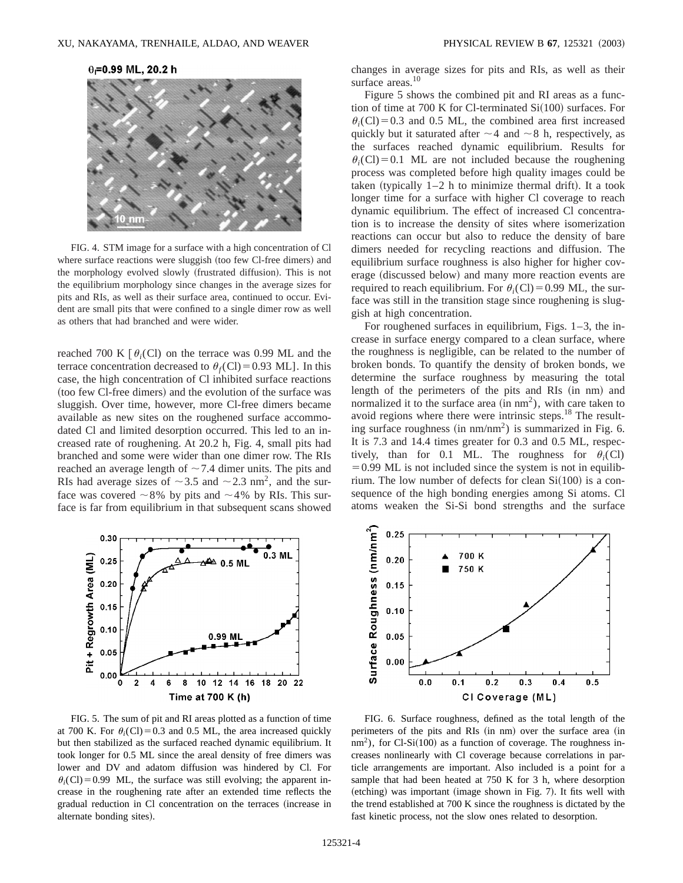$\theta_i$=0.99 ML, 20.2 h

10 nm

FIG. 4. STM image for a surface with a high concentration of Cl where surface reactions were sluggish (too few Cl-free dimers) and the morphology evolved slowly (frustrated diffusion). This is not the equilibrium morphology since changes in the average sizes for pits and RIs, as well as their surface area, continued to occur. Evident are small pits that were confined to a single dimer row as well as others that had branched and were wider.

reached 700 K [$\theta_i$(Cl) on the terrace was 0.99 ML and the terrace concentration decreased to $\theta_f$(Cl)=0.93 ML]. In this case, the high concentration of Cl inhibited surface reactions (too few Cl-free dimers) and the evolution of the surface was sluggish. Over time, however, more Cl-free dimers became available as new sites on the roughened surface accommodated Cl and limited desorption occurred. This led to an increased rate of roughening. At 20.2 h, Fig. 4, small pits had branched and some were wider than one dimer row. The RIs reached an average length of ~7.4 dimer units. The pits and RIs had average sizes of ~3.5 and ~2.3 nm$^2$, and the surface was covered ~8% by pits and ~4% by RIs. This surface is far from equilibrium in that subsequent scans showed changes in average sizes for pits and RIs, as well as their surface areas.[10]

Figure 5 shows the combined pit and RI areas as a function of time at 700 K for Cl-terminated Si(100) surfaces. For $\theta_i$(Cl)=0.3 and 0.5 ML, the combined area first increased quickly but it saturated after ~4 and ~8 h, respectively, as the surfaces reached dynamic equilibrium. Results for $\theta_i$(Cl)=0.1 ML are not included because the roughening process was completed before high quality images could be taken (typically 1–2 h to minimize thermal drift). It a took longer time for a surface with higher Cl coverage to reach dynamic equilibrium. The effect of increased Cl concentration is to increase the density of sites where isomerization reactions can occur but also to reduce the density of bare dimers needed for recycling reactions and diffusion. The equilibrium surface roughness is also higher for higher coverage (discussed below) and many more reaction events are required to reach equilibrium. For $\theta_i$(Cl)=0.99 ML, the surface was still in the transition stage since roughening is sluggish at high concentration.

For roughened surfaces in equilibrium, Figs. 1–3, the increase in surface energy compared to a clean surface, where the roughness is negligible, can be related to the number of broken bonds. To quantify the density of broken bonds, we determine the surface roughness by measuring the total length of the perimeters of the pits and RIs (in nm) and normalized it to the surface area (in nm$^2$), with care taken to avoid regions where there were intrinsic steps.[18] The resulting surface roughness (in nm/nm$^2$) is summarized in Fig. 6. It is 7.3 and 14.4 times greater for 0.3 and 0.5 ML, respectively, than for 0.1 ML. The roughness for $\theta_i$(Cl)=0.99 ML is not included since the system is not in equilibrium. The low number of defects for clean Si(100) is a consequence of the high bonding energies among Si atoms. Cl atoms weaken the Si-Si bond strengths and the surface

Pit + Regrowth Area (ML)
Time at 700 K (h)
0.00 0.05 0.10 0.15 0.20 0.25 0.30
0 2 4 6 8 10 12 14 16 18 20 22
0.3 ML
0.5 ML
0.99 ML

FIG. 5. The sum of pit and RI areas plotted as a function of time at 700 K. For $\theta_i$(Cl)=0.3 and 0.5 ML, the area increased quickly but then stabilized as the surfaced reached dynamic equilibrium. It took longer for 0.5 ML since the areal density of free dimers was lower and DV and adatom diffusion was hindered by Cl. For $\theta_i$(Cl)=0.99 ML, the surface was still evolving; the apparent increase in the roughening rate after an extended time reflects the gradual reduction in Cl concentration on the terraces (increase in alternate bonding sites).

Surface Roughness (nm/nm$^2$)
Cl Coverage (ML)
700 K
750 K
0.00 0.05 0.10 0.15 0.20 0.25
0.0 0.1 0.2 0.3 0.4 0.5

FIG. 6. Surface roughness, defined as the total length of the perimeters of the pits and RIs (in nm) over the surface area (in nm$^2$), for Cl-Si(100) as a function of coverage. The roughness increases nonlinearly with Cl coverage because correlations in particle arrangements are important. Also included is a point for a sample that had been heated at 750 K for 3 h, where desorption (etching) was important (image shown in Fig. 7). It fits well with the trend established at 700 K since the roughness is dictated by the fast kinetic process, not the slow ones related to desorption.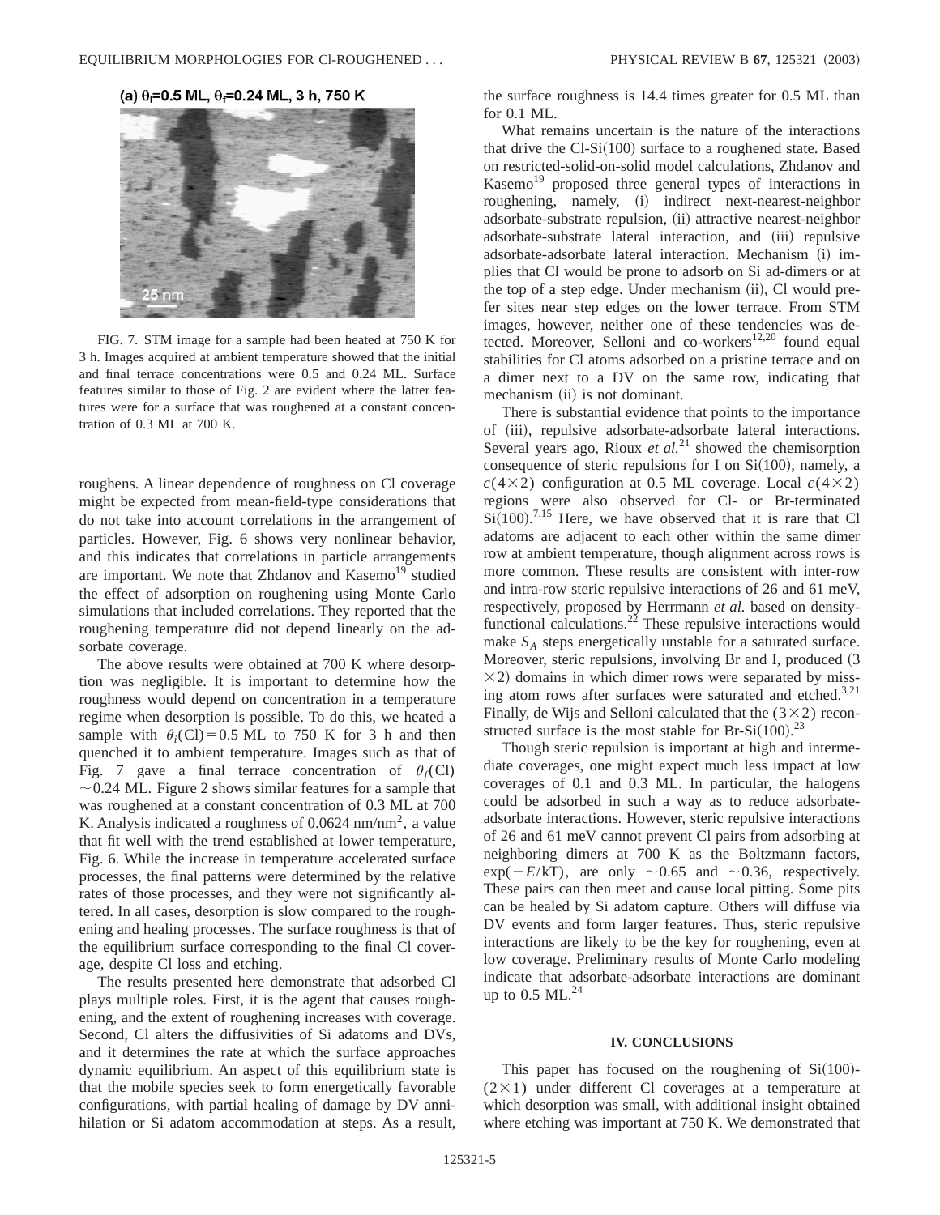(a) $\theta_i$=0.5 ML, $\theta_f$=0.24 ML, 3 h, 750 K

25 nm

FIG. 7. STM image for a sample had been heated at 750 K for 3 h. Images acquired at ambient temperature showed that the initial and final terrace concentrations were 0.5 and 0.24 ML. Surface features similar to those of Fig. 2 are evident where the latter features were for a surface that was roughened at a constant concentration of 0.3 ML at 700 K.

roughens. A linear dependence of roughness on Cl coverage might be expected from mean-field-type considerations that do not take into account correlations in the arrangement of particles. However, Fig. 6 shows very nonlinear behavior, and this indicates that correlations in particle arrangements are important. We note that Zhdanov and Kasemo[19] studied the effect of adsorption on roughening using Monte Carlo simulations that included correlations. They reported that the roughening temperature did not depend linearly on the adsorbate coverage.

The above results were obtained at 700 K where desorption was negligible. It is important to determine how the roughness would depend on concentration in a temperature regime when desorption is possible. To do this, we heated a sample with $\theta_i(\mathrm{Cl})=0.5$ ML to 750 K for 3 h and then quenched it to ambient temperature. Images such as that of Fig. 7 gave a final terrace concentration of $\theta_f(\mathrm{Cl}) \sim 0.24$ ML. Figure 2 shows similar features for a sample that was roughened at a constant concentration of 0.3 ML at 700 K. Analysis indicated a roughness of 0.0624 nm/nm$^2$, a value that fit well with the trend established at lower temperature, Fig. 6. While the increase in temperature accelerated surface processes, the final patterns were determined by the relative rates of those processes, and they were not significantly altered. In all cases, desorption is slow compared to the roughening and healing processes. The surface roughness is that of the equilibrium surface corresponding to the final Cl coverage, despite Cl loss and etching.

The results presented here demonstrate that adsorbed Cl plays multiple roles. First, it is the agent that causes roughening, and the extent of roughening increases with coverage. Second, Cl alters the diffusivities of Si adatoms and DVs, and it determines the rate at which the surface approaches dynamic equilibrium. An aspect of this equilibrium state is that the mobile species seek to form energetically favorable configurations, with partial healing of damage by DV annihilation or Si adatom accommodation at steps. As a result, the surface roughness is 14.4 times greater for 0.5 ML than for 0.1 ML.

What remains uncertain is the nature of the interactions that drive the Cl-Si(100) surface to a roughened state. Based on restricted-solid-on-solid model calculations, Zhdanov and Kasemo[19] proposed three general types of interactions in roughening, namely, (i) indirect next-nearest-neighbor adsorbate-substrate repulsion, (ii) attractive nearest-neighbor adsorbate-substrate lateral interaction, and (iii) repulsive adsorbate-adsorbate lateral interaction. Mechanism (i) implies that Cl would be prone to adsorb on Si ad-dimers or at the top of a step edge. Under mechanism (ii), Cl would prefer sites near step edges on the lower terrace. From STM images, however, neither one of these tendencies was detected. Moreover, Selloni and co-workers[12,20] found equal stabilities for Cl atoms adsorbed on a pristine terrace and on a dimer next to a DV on the same row, indicating that mechanism (ii) is not dominant.

There is substantial evidence that points to the importance of (iii), repulsive adsorbate-adsorbate lateral interactions. Several years ago, Rioux *et al.*[21] showed the chemisorption consequence of steric repulsions for I on Si(100), namely, a $c(4\times2)$ configuration at 0.5 ML coverage. Local $c(4\times2)$ regions were also observed for Cl- or Br-terminated Si(100).[7,15] Here, we have observed that it is rare that Cl adatoms are adjacent to each other within the same dimer row at ambient temperature, though alignment across rows is more common. These results are consistent with inter-row and intra-row steric repulsive interactions of 26 and 61 meV, respectively, proposed by Herrmann *et al.* based on density-functional calculations.[22] These repulsive interactions would make $S_A$ steps energetically unstable for a saturated surface. Moreover, steric repulsions, involving Br and I, produced $(3\times2)$ domains in which dimer rows were separated by missing atom rows after surfaces were saturated and etched.[3,21] Finally, de Wijs and Selloni calculated that the $(3\times2)$ reconstructed surface is the most stable for Br-Si(100).[23]

Though steric repulsion is important at high and intermediate coverages, one might expect much less impact at low coverages of 0.1 and 0.3 ML. In particular, the halogens could be adsorbed in such a way as to reduce adsorbate-adsorbate interactions. However, steric repulsive interactions of 26 and 61 meV cannot prevent Cl pairs from adsorbing at neighboring dimers at 700 K as the Boltzmann factors, $\exp(-E/kT)$, are only $\sim0.65$ and $\sim0.36$, respectively. These pairs can then meet and cause local pitting. Some pits can be healed by Si adatom capture. Others will diffuse via DV events and form larger features. Thus, steric repulsive interactions are likely to be the key for roughening, even at low coverage. Preliminary results of Monte Carlo modeling indicate that adsorbate-adsorbate interactions are dominant up to 0.5 ML.[24]

## IV. CONCLUSIONS

This paper has focused on the roughening of Si(100)-$(2\times1)$ under different Cl coverages at a temperature at which desorption was small, with additional insight obtained where etching was important at 750 K. We demonstrated that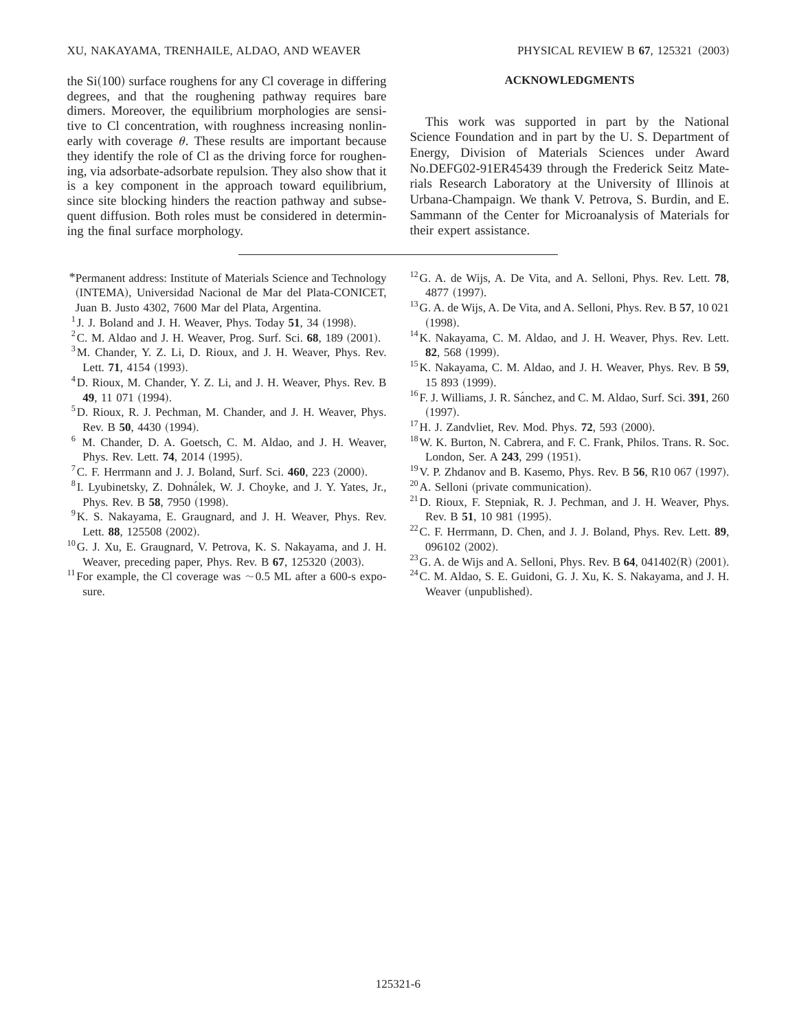the Si(100) surface roughens for any Cl coverage in differing degrees, and that the roughening pathway requires bare dimers. Moreover, the equilibrium morphologies are sensitive to Cl concentration, with roughness increasing nonlinearly with coverage $\theta$. These results are important because they identify the role of Cl as the driving force for roughening, via adsorbate-adsorbate repulsion. They also show that it is a key component in the approach toward equilibrium, since site blocking hinders the reaction pathway and subsequent diffusion. Both roles must be considered in determining the final surface morphology.

## ACKNOWLEDGMENTS

This work was supported in part by the National Science Foundation and in part by the U. S. Department of Energy, Division of Materials Sciences under Award No.DEFG02-91ER45439 through the Frederick Seitz Materials Research Laboratory at the University of Illinois at Urbana-Champaign. We thank V. Petrova, S. Burdin, and E. Sammann of the Center for Microanalysis of Materials for their expert assistance.

---

*Permanent address: Institute of Materials Science and Technology (INTEMA), Universidad Nacional de Mar del Plata-CONICET, Juan B. Justo 4302, 7600 Mar del Plata, Argentina.

[1] J. J. Boland and J. H. Weaver, Phys. Today **51**, 34 (1998).

[2] C. M. Aldao and J. H. Weaver, Prog. Surf. Sci. **68**, 189 (2001).

[3] M. Chander, Y. Z. Li, D. Rioux, and J. H. Weaver, Phys. Rev. Lett. **71**, 4154 (1993).

[4] D. Rioux, M. Chander, Y. Z. Li, and J. H. Weaver, Phys. Rev. B **49**, 11 071 (1994).

[5] D. Rioux, R. J. Pechman, M. Chander, and J. H. Weaver, Phys. Rev. B **50**, 4430 (1994).

[6] M. Chander, D. A. Goetsch, C. M. Aldao, and J. H. Weaver, Phys. Rev. Lett. **74**, 2014 (1995).

[7] C. F. Herrmann and J. J. Boland, Surf. Sci. **460**, 223 (2000).

[8] I. Lyubinetsky, Z. Dohnálek, W. J. Choyke, and J. Y. Yates, Jr., Phys. Rev. B **58**, 7950 (1998).

[9] K. S. Nakayama, E. Graugnard, and J. H. Weaver, Phys. Rev. Lett. **88**, 125508 (2002).

[10] G. J. Xu, E. Graugnard, V. Petrova, K. S. Nakayama, and J. H. Weaver, preceding paper, Phys. Rev. B **67**, 125320 (2003).

[11] For example, the Cl coverage was ~0.5 ML after a 600-s exposure.

[12] G. A. de Wijs, A. De Vita, and A. Selloni, Phys. Rev. Lett. **78**, 4877 (1997).

[13] G. A. de Wijs, A. De Vita, and A. Selloni, Phys. Rev. B **57**, 10 021 (1998).

[14] K. Nakayama, C. M. Aldao, and J. H. Weaver, Phys. Rev. Lett. **82**, 568 (1999).

[15] K. Nakayama, C. M. Aldao, and J. H. Weaver, Phys. Rev. B **59**, 15 893 (1999).

[16] F. J. Williams, J. R. Sánchez, and C. M. Aldao, Surf. Sci. **391**, 260 (1997).

[17] H. J. Zandvliet, Rev. Mod. Phys. **72**, 593 (2000).

[18] W. K. Burton, N. Cabrera, and F. C. Frank, Philos. Trans. R. Soc. London, Ser. A **243**, 299 (1951).

[19] V. P. Zhdanov and B. Kasemo, Phys. Rev. B **56**, R10 067 (1997).

[20] A. Selloni (private communication).

[21] D. Rioux, F. Stepniak, R. J. Pechman, and J. H. Weaver, Phys. Rev. B **51**, 10 981 (1995).

[22] C. F. Herrmann, D. Chen, and J. J. Boland, Phys. Rev. Lett. **89**, 096102 (2002).

[23] G. A. de Wijs and A. Selloni, Phys. Rev. B **64**, 041402(R) (2001).

[24] C. M. Aldao, S. E. Guidoni, G. J. Xu, K. S. Nakayama, and J. H. Weaver (unpublished).